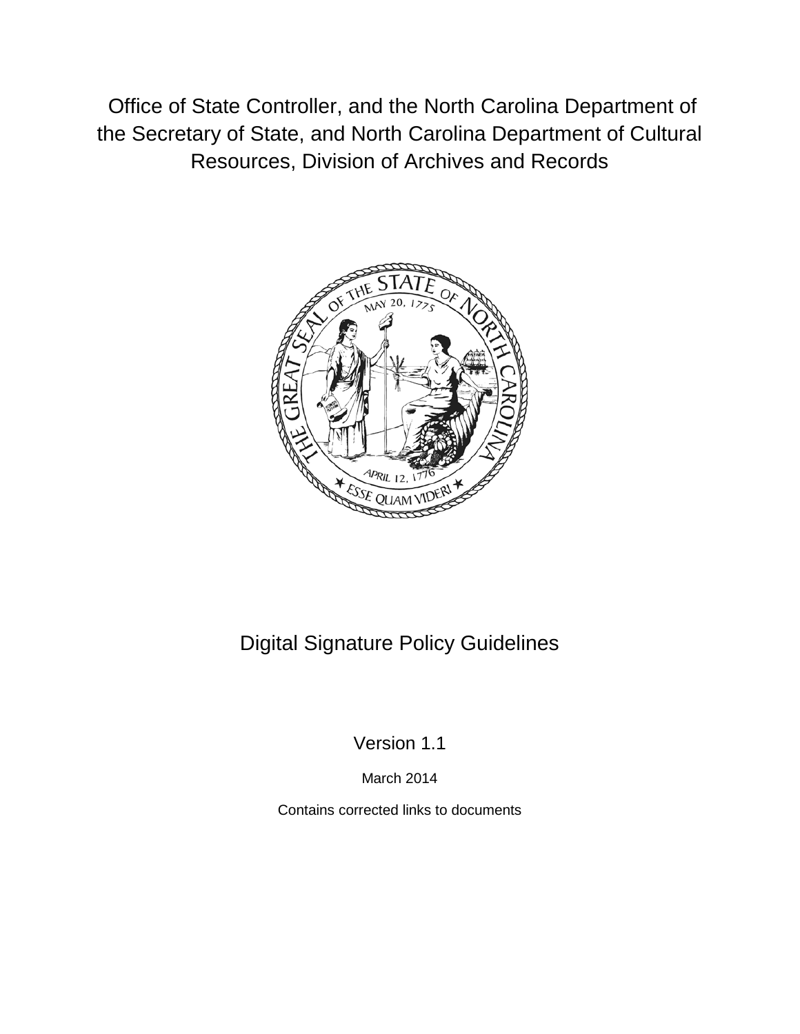Office of State Controller, and the North Carolina Department of the Secretary of State, and North Carolina Department of Cultural Resources, Division of Archives and Records

# Digital Signature Policy Guidelines

Version 1.1

March 2014

Contains corrected links to documents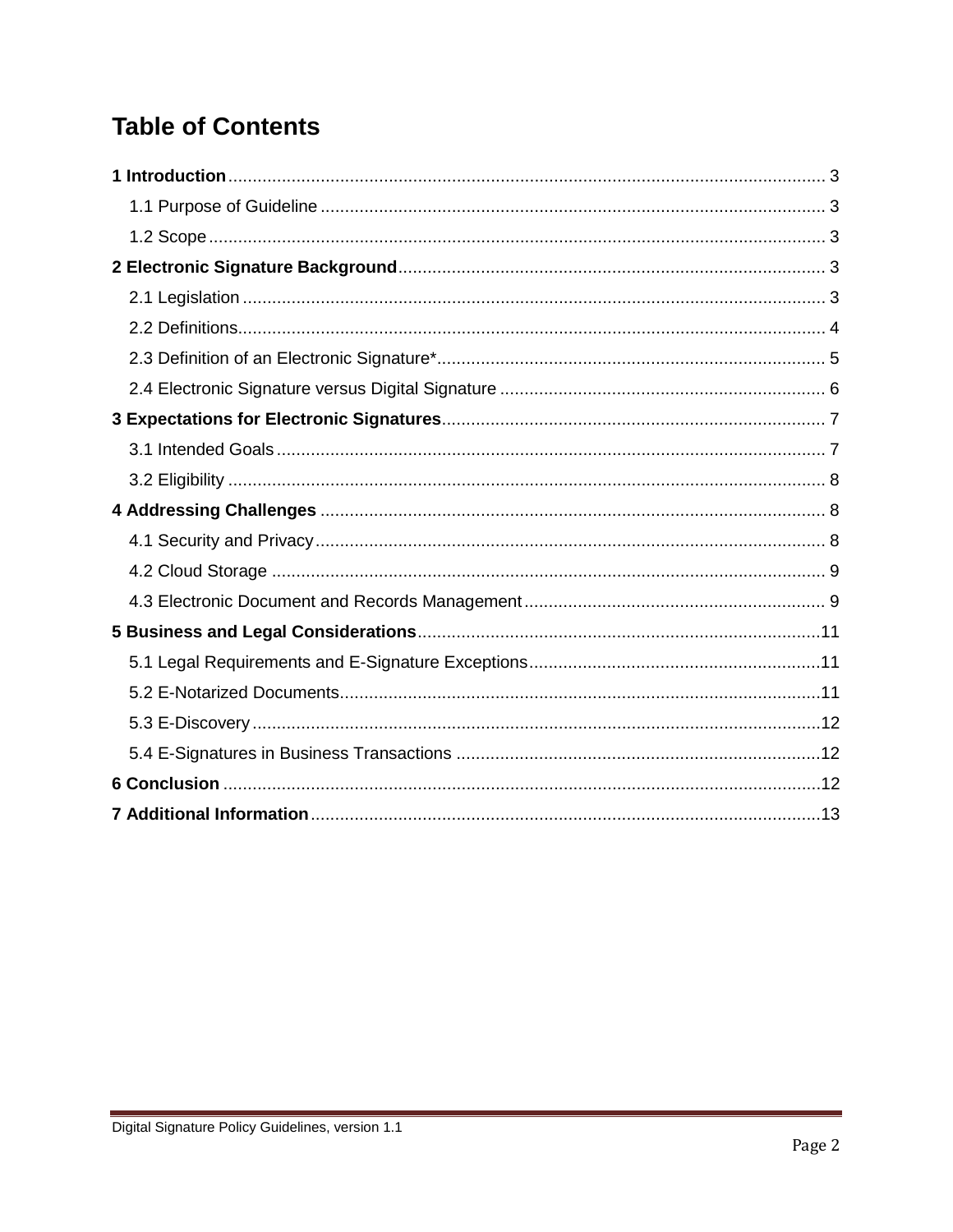# Table of Contents

**1 Introduction** ........................................................................................................................ 3

- 1.1 Purpose of Guideline ...................................................................................................... 3
- 1.2 Scope ............................................................................................................................. 3

**2 Electronic Signature Background** ..................................................................................... 3

- 2.1 Legislation ...................................................................................................................... 3
- 2.2 Definitions....................................................................................................................... 4
- 2.3 Definition of an Electronic Signature*.............................................................................. 5
- 2.4 Electronic Signature versus Digital Signature ................................................................. 6

**3 Expectations for Electronic Signatures**............................................................................. 7

- 3.1 Intended Goals ............................................................................................................... 7
- 3.2 Eligibility ......................................................................................................................... 8

**4 Addressing Challenges** ...................................................................................................... 8

- 4.1 Security and Privacy ....................................................................................................... 8
- 4.2 Cloud Storage ................................................................................................................ 9
- 4.3 Electronic Document and Records Management ............................................................ 9

**5 Business and Legal Considerations**.................................................................................11

- 5.1 Legal Requirements and E-Signature Exceptions...........................................................11
- 5.2 E-Notarized Documents..................................................................................................11
- 5.3 E-Discovery ...................................................................................................................12
- 5.4 E-Signatures in Business Transactions ..........................................................................12

**6 Conclusion** .........................................................................................................................12

**7 Additional Information**.......................................................................................................13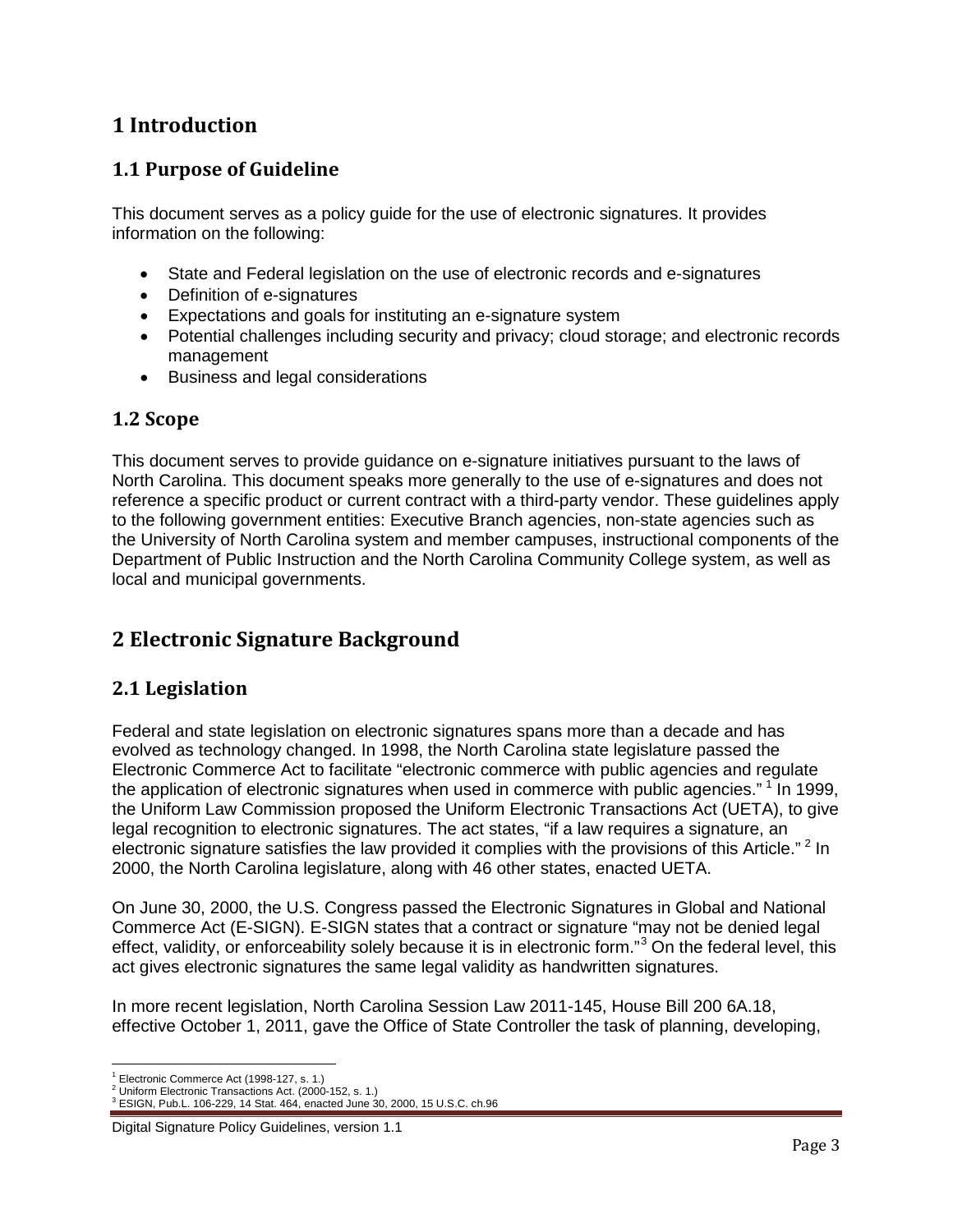# 1 Introduction

## 1.1 Purpose of Guideline

This document serves as a policy guide for the use of electronic signatures. It provides information on the following:

- State and Federal legislation on the use of electronic records and e-signatures
- Definition of e-signatures
- Expectations and goals for instituting an e-signature system
- Potential challenges including security and privacy; cloud storage; and electronic records management
- Business and legal considerations

## 1.2 Scope

This document serves to provide guidance on e-signature initiatives pursuant to the laws of North Carolina. This document speaks more generally to the use of e-signatures and does not reference a specific product or current contract with a third-party vendor. These guidelines apply to the following government entities: Executive Branch agencies, non-state agencies such as the University of North Carolina system and member campuses, instructional components of the Department of Public Instruction and the North Carolina Community College system, as well as local and municipal governments.

# 2 Electronic Signature Background

## 2.1 Legislation

Federal and state legislation on electronic signatures spans more than a decade and has evolved as technology changed. In 1998, the North Carolina state legislature passed the Electronic Commerce Act to facilitate "electronic commerce with public agencies and regulate the application of electronic signatures when used in commerce with public agencies." [1] In 1999, the Uniform Law Commission proposed the Uniform Electronic Transactions Act (UETA), to give legal recognition to electronic signatures. The act states, "if a law requires a signature, an electronic signature satisfies the law provided it complies with the provisions of this Article." [2] In 2000, the North Carolina legislature, along with 46 other states, enacted UETA.

On June 30, 2000, the U.S. Congress passed the Electronic Signatures in Global and National Commerce Act (E-SIGN). E-SIGN states that a contract or signature "may not be denied legal effect, validity, or enforceability solely because it is in electronic form."[3] On the federal level, this act gives electronic signatures the same legal validity as handwritten signatures.

In more recent legislation, North Carolina Session Law 2011-145, House Bill 200 6A.18, effective October 1, 2011, gave the Office of State Controller the task of planning, developing,

[1] Electronic Commerce Act (1998-127, s. 1.)
[2] Uniform Electronic Transactions Act. (2000-152, s. 1.)
[3] ESIGN, Pub.L. 106-229, 14 Stat. 464, enacted June 30, 2000, 15 U.S.C. ch.96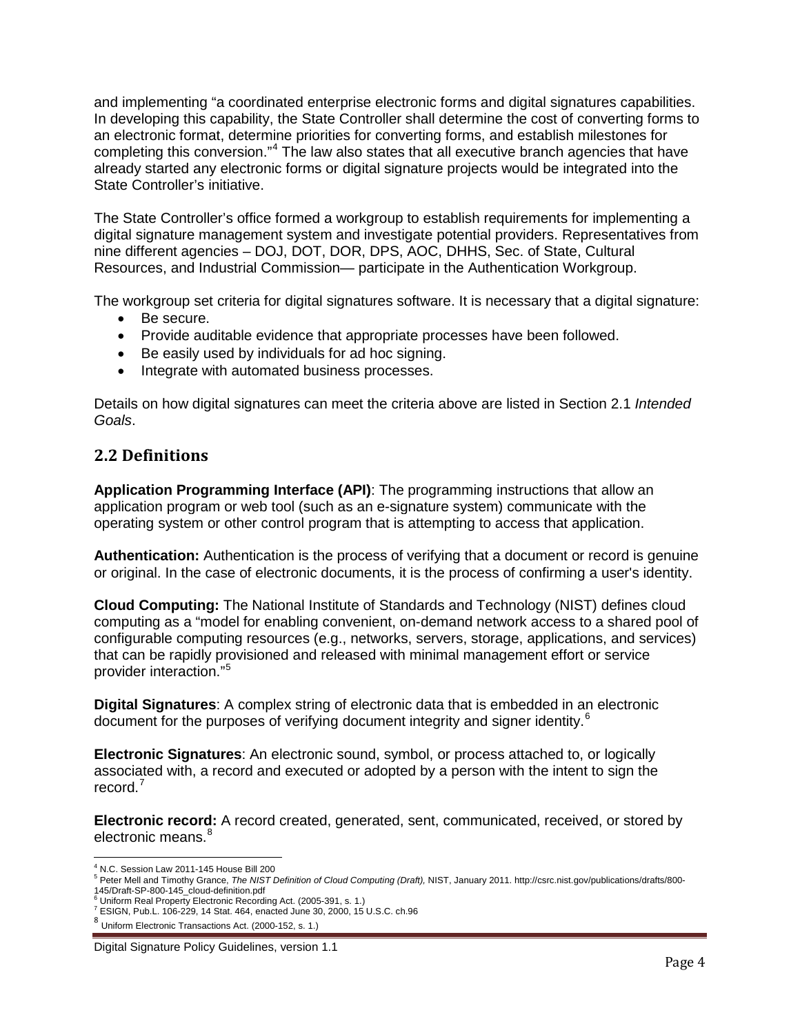and implementing "a coordinated enterprise electronic forms and digital signatures capabilities. In developing this capability, the State Controller shall determine the cost of converting forms to an electronic format, determine priorities for converting forms, and establish milestones for completing this conversion."[4] The law also states that all executive branch agencies that have already started any electronic forms or digital signature projects would be integrated into the State Controller's initiative.

The State Controller's office formed a workgroup to establish requirements for implementing a digital signature management system and investigate potential providers. Representatives from nine different agencies – DOJ, DOT, DOR, DPS, AOC, DHHS, Sec. of State, Cultural Resources, and Industrial Commission— participate in the Authentication Workgroup.

The workgroup set criteria for digital signatures software. It is necessary that a digital signature:

- Be secure.
- Provide auditable evidence that appropriate processes have been followed.
- Be easily used by individuals for ad hoc signing.
- Integrate with automated business processes.

Details on how digital signatures can meet the criteria above are listed in Section 2.1 *Intended Goals*.

## 2.2 Definitions

**Application Programming Interface (API)**: The programming instructions that allow an application program or web tool (such as an e-signature system) communicate with the operating system or other control program that is attempting to access that application.

**Authentication:** Authentication is the process of verifying that a document or record is genuine or original. In the case of electronic documents, it is the process of confirming a user's identity.

**Cloud Computing:** The National Institute of Standards and Technology (NIST) defines cloud computing as a "model for enabling convenient, on-demand network access to a shared pool of configurable computing resources (e.g., networks, servers, storage, applications, and services) that can be rapidly provisioned and released with minimal management effort or service provider interaction."[5]

**Digital Signatures**: A complex string of electronic data that is embedded in an electronic document for the purposes of verifying document integrity and signer identity.[6]

**Electronic Signatures**: An electronic sound, symbol, or process attached to, or logically associated with, a record and executed or adopted by a person with the intent to sign the record.[7]

**Electronic record:** A record created, generated, sent, communicated, received, or stored by electronic means.[8]

---

[4] N.C. Session Law 2011-145 House Bill 200

[5] Peter Mell and Timothy Grance, *The NIST Definition of Cloud Computing (Draft),* NIST, January 2011. http://csrc.nist.gov/publications/drafts/800-145/Draft-SP-800-145_cloud-definition.pdf

[6] Uniform Real Property Electronic Recording Act. (2005-391, s. 1.)

[7] ESIGN, Pub.L. 106-229, 14 Stat. 464, enacted June 30, 2000, 15 U.S.C. ch.96

[8] Uniform Electronic Transactions Act. (2000-152, s. 1.)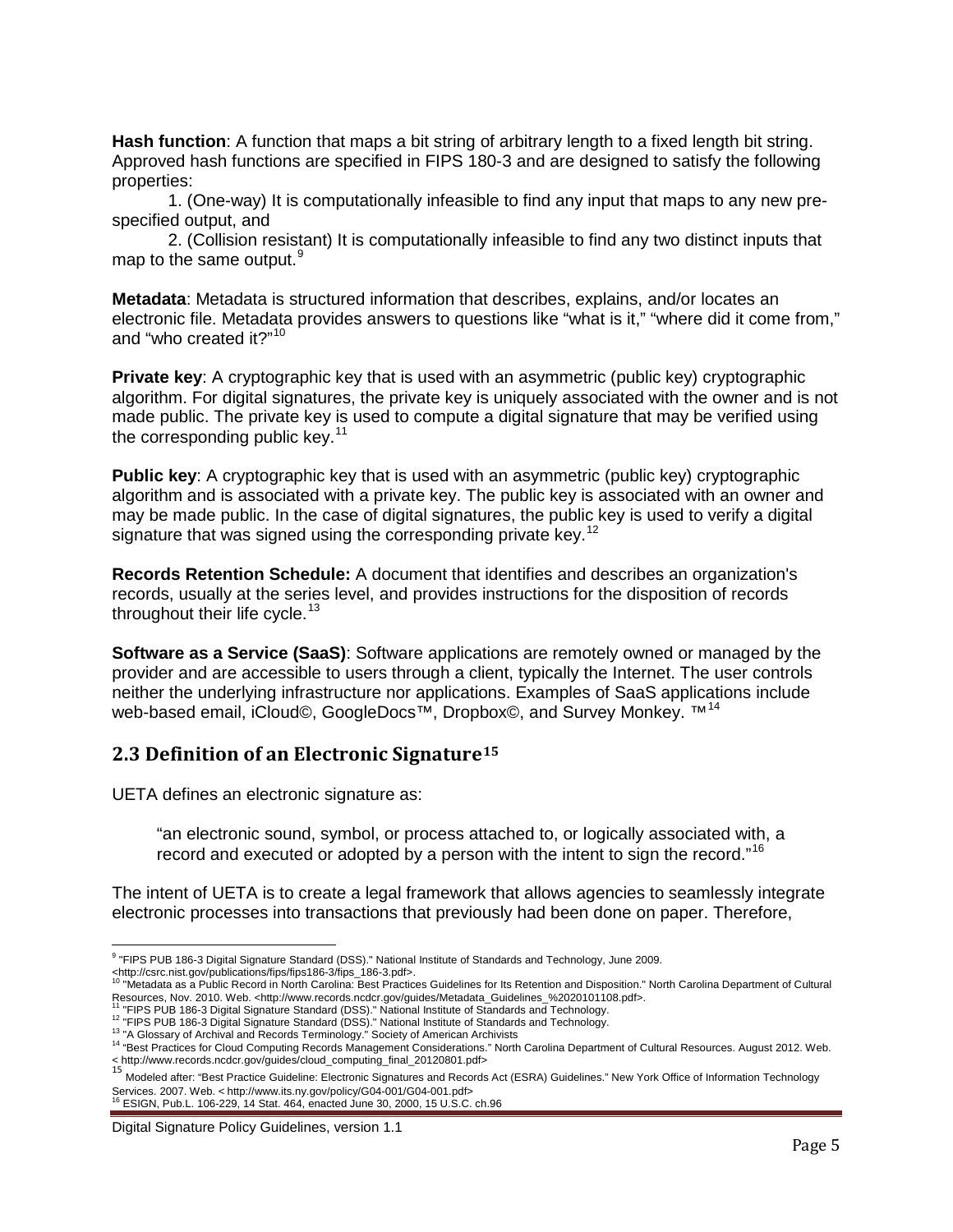**Hash function**: A function that maps a bit string of arbitrary length to a fixed length bit string. Approved hash functions are specified in FIPS 180-3 and are designed to satisfy the following properties:

1. (One-way) It is computationally infeasible to find any input that maps to any new pre-specified output, and

2. (Collision resistant) It is computationally infeasible to find any two distinct inputs that map to the same output.[9]

**Metadata**: Metadata is structured information that describes, explains, and/or locates an electronic file. Metadata provides answers to questions like "what is it," "where did it come from," and "who created it?"[10]

**Private key**: A cryptographic key that is used with an asymmetric (public key) cryptographic algorithm. For digital signatures, the private key is uniquely associated with the owner and is not made public. The private key is used to compute a digital signature that may be verified using the corresponding public key.[11]

**Public key**: A cryptographic key that is used with an asymmetric (public key) cryptographic algorithm and is associated with a private key. The public key is associated with an owner and may be made public. In the case of digital signatures, the public key is used to verify a digital signature that was signed using the corresponding private key.[12]

**Records Retention Schedule:** A document that identifies and describes an organization's records, usually at the series level, and provides instructions for the disposition of records throughout their life cycle.[13]

**Software as a Service (SaaS)**: Software applications are remotely owned or managed by the provider and are accessible to users through a client, typically the Internet. The user controls neither the underlying infrastructure nor applications. Examples of SaaS applications include web-based email, iCloud©, GoogleDocs™, Dropbox©, and Survey Monkey. ™[14]

## 2.3 Definition of an Electronic Signature[15]

UETA defines an electronic signature as:

> "an electronic sound, symbol, or process attached to, or logically associated with, a record and executed or adopted by a person with the intent to sign the record."[16]

The intent of UETA is to create a legal framework that allows agencies to seamlessly integrate electronic processes into transactions that previously had been done on paper. Therefore,

---

[9] "FIPS PUB 186-3 Digital Signature Standard (DSS)." National Institute of Standards and Technology, June 2009. <http://csrc.nist.gov/publications/fips/fips186-3/fips_186-3.pdf>.

[10] "Metadata as a Public Record in North Carolina: Best Practices Guidelines for Its Retention and Disposition." North Carolina Department of Cultural Resources, Nov. 2010. Web. <http://www.records.ncdcr.gov/guides/Metadata_Guidelines_%2020101108.pdf>.

[11] "FIPS PUB 186-3 Digital Signature Standard (DSS)." National Institute of Standards and Technology.

[12] "FIPS PUB 186-3 Digital Signature Standard (DSS)." National Institute of Standards and Technology.

[13] "A Glossary of Archival and Records Terminology." Society of American Archivists

[14] "Best Practices for Cloud Computing Records Management Considerations." North Carolina Department of Cultural Resources. August 2012. Web. < http://www.records.ncdcr.gov/guides/cloud_computing_final_20120801.pdf>

[15] Modeled after: "Best Practice Guideline: Electronic Signatures and Records Act (ESRA) Guidelines." New York Office of Information Technology Services. 2007. Web. < http://www.its.ny.gov/policy/G04-001/G04-001.pdf>

[16] ESIGN, Pub.L. 106-229, 14 Stat. 464, enacted June 30, 2000, 15 U.S.C. ch.96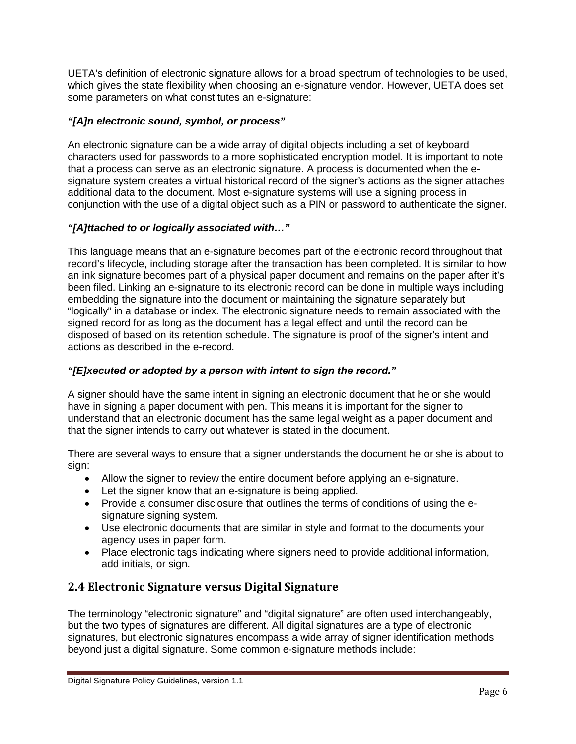UETA's definition of electronic signature allows for a broad spectrum of technologies to be used, which gives the state flexibility when choosing an e-signature vendor. However, UETA does set some parameters on what constitutes an e-signature:

***"[A]n electronic sound, symbol, or process"***

An electronic signature can be a wide array of digital objects including a set of keyboard characters used for passwords to a more sophisticated encryption model. It is important to note that a process can serve as an electronic signature. A process is documented when the e-signature system creates a virtual historical record of the signer's actions as the signer attaches additional data to the document. Most e-signature systems will use a signing process in conjunction with the use of a digital object such as a PIN or password to authenticate the signer.

***"[A]ttached to or logically associated with…"***

This language means that an e-signature becomes part of the electronic record throughout that record's lifecycle, including storage after the transaction has been completed. It is similar to how an ink signature becomes part of a physical paper document and remains on the paper after it's been filed. Linking an e-signature to its electronic record can be done in multiple ways including embedding the signature into the document or maintaining the signature separately but "logically" in a database or index. The electronic signature needs to remain associated with the signed record for as long as the document has a legal effect and until the record can be disposed of based on its retention schedule. The signature is proof of the signer's intent and actions as described in the e-record.

***"[E]xecuted or adopted by a person with intent to sign the record."***

A signer should have the same intent in signing an electronic document that he or she would have in signing a paper document with pen. This means it is important for the signer to understand that an electronic document has the same legal weight as a paper document and that the signer intends to carry out whatever is stated in the document.

There are several ways to ensure that a signer understands the document he or she is about to sign:

- Allow the signer to review the entire document before applying an e-signature.
- Let the signer know that an e-signature is being applied.
- Provide a consumer disclosure that outlines the terms of conditions of using the e-signature signing system.
- Use electronic documents that are similar in style and format to the documents your agency uses in paper form.
- Place electronic tags indicating where signers need to provide additional information, add initials, or sign.

## 2.4 Electronic Signature versus Digital Signature

The terminology "electronic signature" and "digital signature" are often used interchangeably, but the two types of signatures are different. All digital signatures are a type of electronic signatures, but electronic signatures encompass a wide array of signer identification methods beyond just a digital signature. Some common e-signature methods include: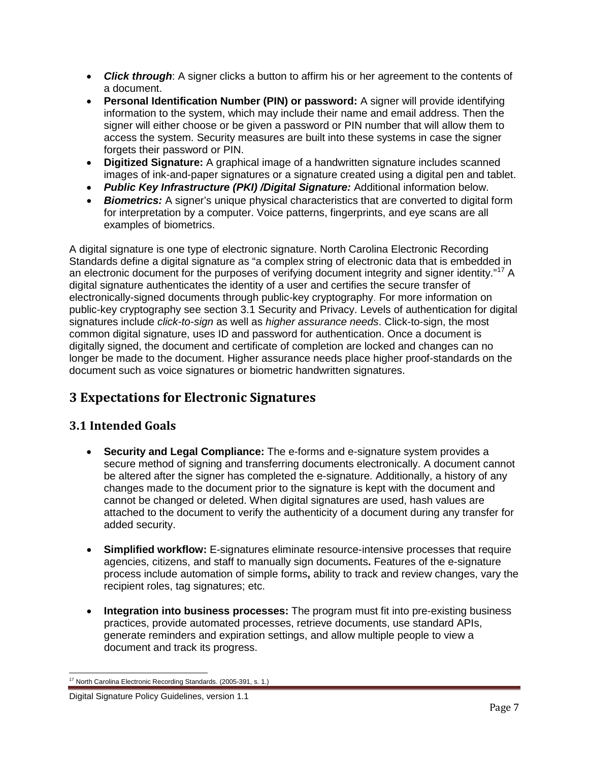- ***Click through***: A signer clicks a button to affirm his or her agreement to the contents of a document.
- **Personal Identification Number (PIN) or password:** A signer will provide identifying information to the system, which may include their name and email address. Then the signer will either choose or be given a password or PIN number that will allow them to access the system. Security measures are built into these systems in case the signer forgets their password or PIN.
- **Digitized Signature:** A graphical image of a handwritten signature includes scanned images of ink-and-paper signatures or a signature created using a digital pen and tablet.
- ***Public Key Infrastructure (PKI) /Digital Signature:*** Additional information below.
- ***Biometrics:*** A signer's unique physical characteristics that are converted to digital form for interpretation by a computer. Voice patterns, fingerprints, and eye scans are all examples of biometrics.

A digital signature is one type of electronic signature. North Carolina Electronic Recording Standards define a digital signature as "a complex string of electronic data that is embedded in an electronic document for the purposes of verifying document integrity and signer identity."[17] A digital signature authenticates the identity of a user and certifies the secure transfer of electronically-signed documents through public-key cryptography. For more information on public-key cryptography see section 3.1 Security and Privacy. Levels of authentication for digital signatures include *click-to-sign* as well as *higher assurance needs*. Click-to-sign, the most common digital signature, uses ID and password for authentication. Once a document is digitally signed, the document and certificate of completion are locked and changes can no longer be made to the document. Higher assurance needs place higher proof-standards on the document such as voice signatures or biometric handwritten signatures.

# 3 Expectations for Electronic Signatures

## 3.1 Intended Goals

- **Security and Legal Compliance:** The e-forms and e-signature system provides a secure method of signing and transferring documents electronically. A document cannot be altered after the signer has completed the e-signature. Additionally, a history of any changes made to the document prior to the signature is kept with the document and cannot be changed or deleted. When digital signatures are used, hash values are attached to the document to verify the authenticity of a document during any transfer for added security.

- **Simplified workflow:** E-signatures eliminate resource-intensive processes that require agencies, citizens, and staff to manually sign documents**.** Features of the e-signature process include automation of simple forms**,** ability to track and review changes, vary the recipient roles, tag signatures; etc.

- **Integration into business processes:** The program must fit into pre-existing business practices, provide automated processes, retrieve documents, use standard APIs, generate reminders and expiration settings, and allow multiple people to view a document and track its progress.

[17] North Carolina Electronic Recording Standards. (2005-391, s. 1.)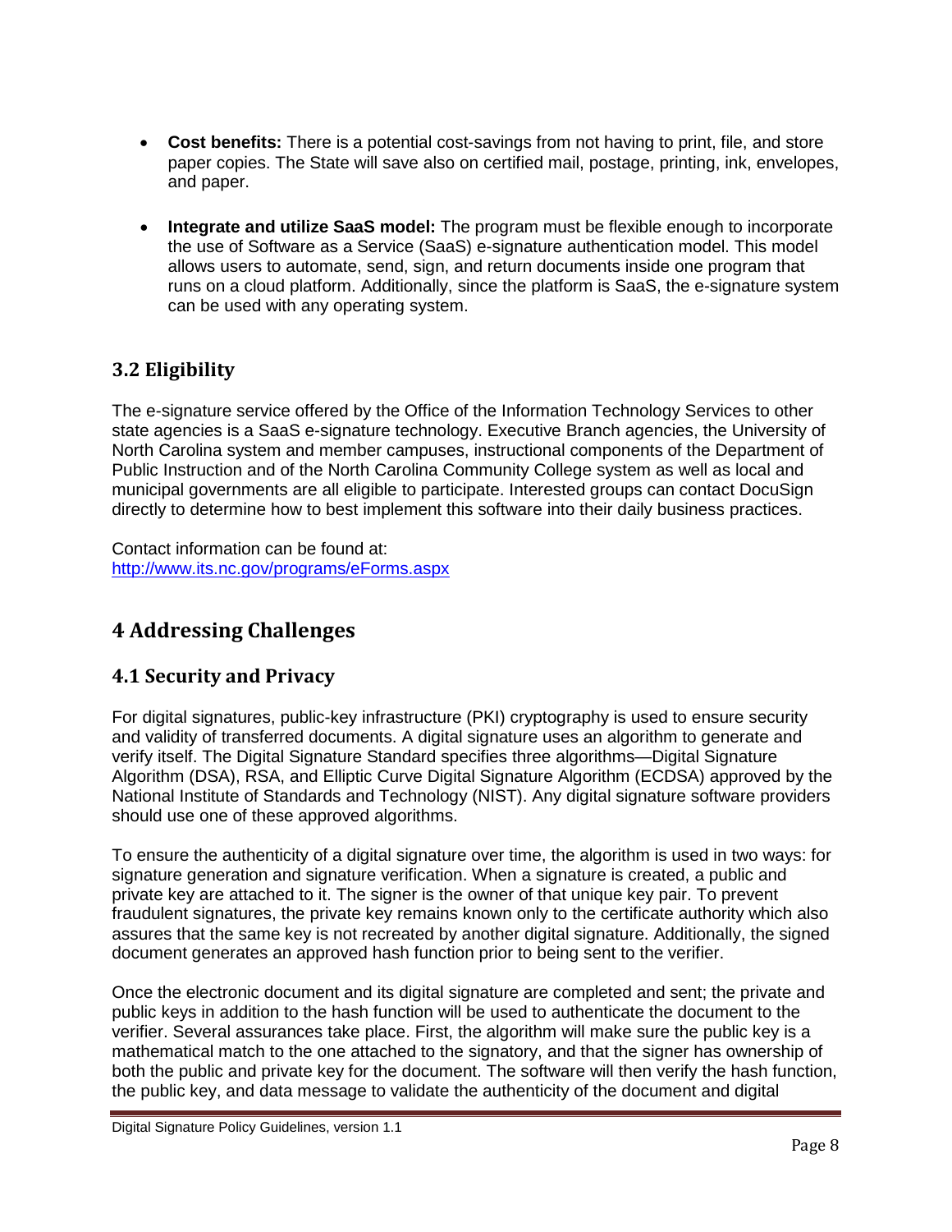- **Cost benefits:** There is a potential cost-savings from not having to print, file, and store paper copies. The State will save also on certified mail, postage, printing, ink, envelopes, and paper.

- **Integrate and utilize SaaS model:** The program must be flexible enough to incorporate the use of Software as a Service (SaaS) e-signature authentication model. This model allows users to automate, send, sign, and return documents inside one program that runs on a cloud platform. Additionally, since the platform is SaaS, the e-signature system can be used with any operating system.

## 3.2 Eligibility

The e-signature service offered by the Office of the Information Technology Services to other state agencies is a SaaS e-signature technology. Executive Branch agencies, the University of North Carolina system and member campuses, instructional components of the Department of Public Instruction and of the North Carolina Community College system as well as local and municipal governments are all eligible to participate. Interested groups can contact DocuSign directly to determine how to best implement this software into their daily business practices.

Contact information can be found at:
[http://www.its.nc.gov/programs/eForms.aspx](http://www.its.nc.gov/programs/eForms.aspx)

# 4 Addressing Challenges

## 4.1 Security and Privacy

For digital signatures, public-key infrastructure (PKI) cryptography is used to ensure security and validity of transferred documents. A digital signature uses an algorithm to generate and verify itself. The Digital Signature Standard specifies three algorithms—Digital Signature Algorithm (DSA), RSA, and Elliptic Curve Digital Signature Algorithm (ECDSA) approved by the National Institute of Standards and Technology (NIST). Any digital signature software providers should use one of these approved algorithms.

To ensure the authenticity of a digital signature over time, the algorithm is used in two ways: for signature generation and signature verification. When a signature is created, a public and private key are attached to it. The signer is the owner of that unique key pair. To prevent fraudulent signatures, the private key remains known only to the certificate authority which also assures that the same key is not recreated by another digital signature. Additionally, the signed document generates an approved hash function prior to being sent to the verifier.

Once the electronic document and its digital signature are completed and sent; the private and public keys in addition to the hash function will be used to authenticate the document to the verifier. Several assurances take place. First, the algorithm will make sure the public key is a mathematical match to the one attached to the signatory, and that the signer has ownership of both the public and private key for the document. The software will then verify the hash function, the public key, and data message to validate the authenticity of the document and digital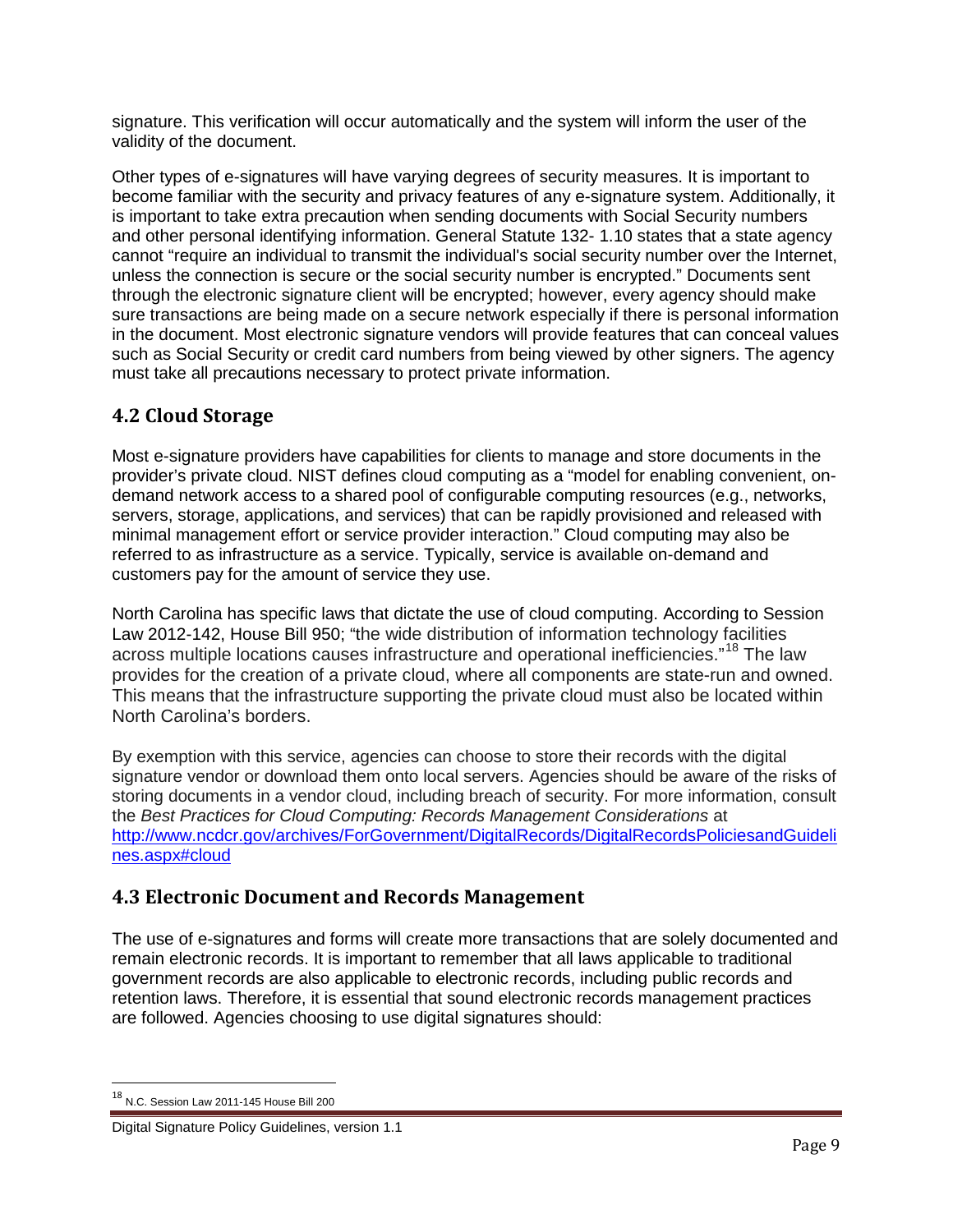signature. This verification will occur automatically and the system will inform the user of the validity of the document.

Other types of e-signatures will have varying degrees of security measures. It is important to become familiar with the security and privacy features of any e-signature system. Additionally, it is important to take extra precaution when sending documents with Social Security numbers and other personal identifying information. General Statute 132- 1.10 states that a state agency cannot "require an individual to transmit the individual's social security number over the Internet, unless the connection is secure or the social security number is encrypted." Documents sent through the electronic signature client will be encrypted; however, every agency should make sure transactions are being made on a secure network especially if there is personal information in the document. Most electronic signature vendors will provide features that can conceal values such as Social Security or credit card numbers from being viewed by other signers. The agency must take all precautions necessary to protect private information.

## 4.2 Cloud Storage

Most e-signature providers have capabilities for clients to manage and store documents in the provider's private cloud. NIST defines cloud computing as a "model for enabling convenient, on-demand network access to a shared pool of configurable computing resources (e.g., networks, servers, storage, applications, and services) that can be rapidly provisioned and released with minimal management effort or service provider interaction." Cloud computing may also be referred to as infrastructure as a service. Typically, service is available on-demand and customers pay for the amount of service they use.

North Carolina has specific laws that dictate the use of cloud computing. According to Session Law 2012-142, House Bill 950; "the wide distribution of information technology facilities across multiple locations causes infrastructure and operational inefficiencies."[18] The law provides for the creation of a private cloud, where all components are state-run and owned. This means that the infrastructure supporting the private cloud must also be located within North Carolina's borders.

By exemption with this service, agencies can choose to store their records with the digital signature vendor or download them onto local servers. Agencies should be aware of the risks of storing documents in a vendor cloud, including breach of security. For more information, consult the *Best Practices for Cloud Computing: Records Management Considerations* at [http://www.ncdcr.gov/archives/ForGovernment/DigitalRecords/DigitalRecordsPoliciesandGuidelines.aspx#cloud](http://www.ncdcr.gov/archives/ForGovernment/DigitalRecords/DigitalRecordsPoliciesandGuidelines.aspx#cloud)

## 4.3 Electronic Document and Records Management

The use of e-signatures and forms will create more transactions that are solely documented and remain electronic records. It is important to remember that all laws applicable to traditional government records are also applicable to electronic records, including public records and retention laws. Therefore, it is essential that sound electronic records management practices are followed. Agencies choosing to use digital signatures should:

[18] N.C. Session Law 2011-145 House Bill 200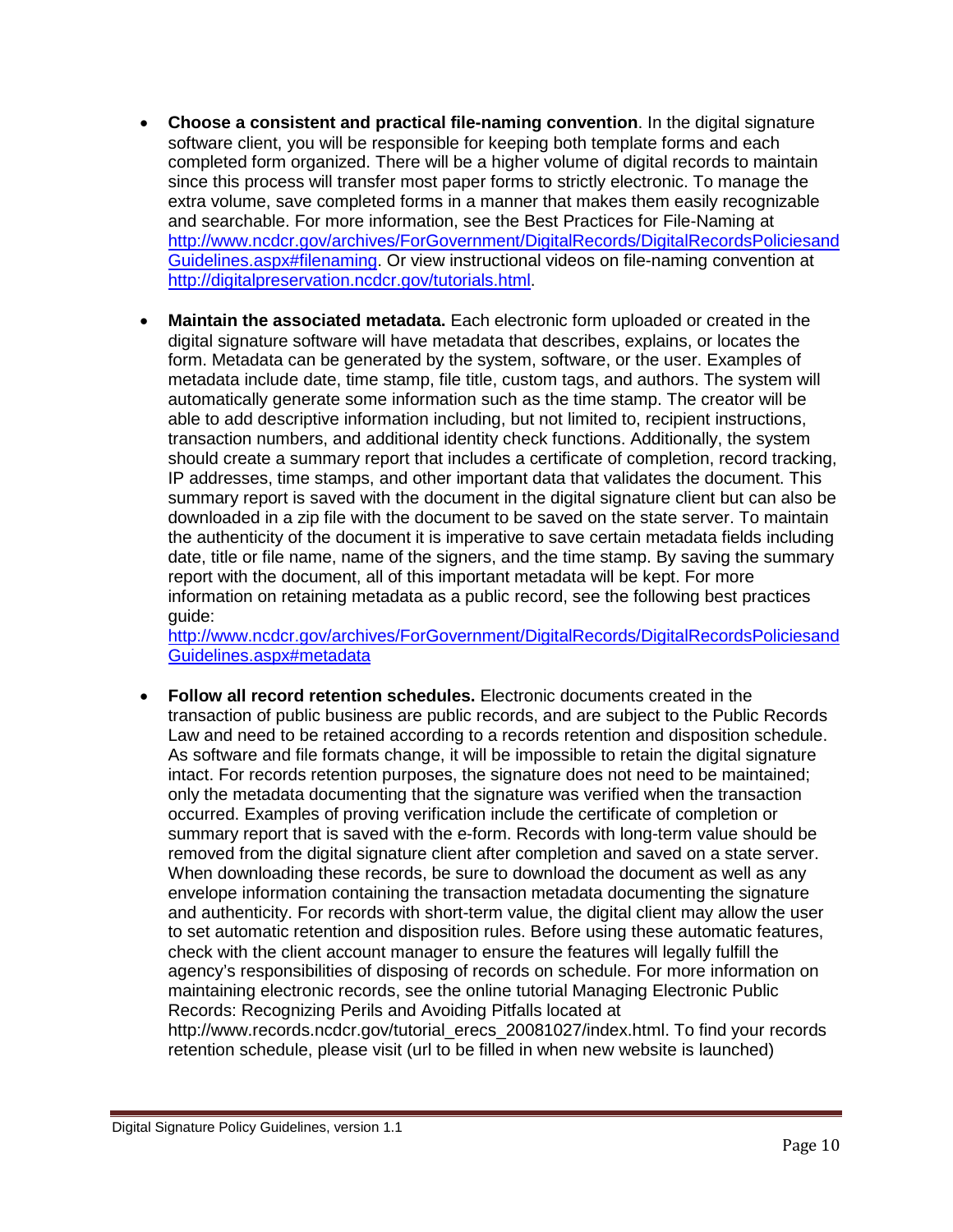- **Choose a consistent and practical file-naming convention**. In the digital signature software client, you will be responsible for keeping both template forms and each completed form organized. There will be a higher volume of digital records to maintain since this process will transfer most paper forms to strictly electronic. To manage the extra volume, save completed forms in a manner that makes them easily recognizable and searchable. For more information, see the Best Practices for File-Naming at http://www.ncdcr.gov/archives/ForGovernment/DigitalRecords/DigitalRecordsPoliciesandGuidelines.aspx#filenaming. Or view instructional videos on file-naming convention at http://digitalpreservation.ncdcr.gov/tutorials.html.

- **Maintain the associated metadata.** Each electronic form uploaded or created in the digital signature software will have metadata that describes, explains, or locates the form. Metadata can be generated by the system, software, or the user. Examples of metadata include date, time stamp, file title, custom tags, and authors. The system will automatically generate some information such as the time stamp. The creator will be able to add descriptive information including, but not limited to, recipient instructions, transaction numbers, and additional identity check functions. Additionally, the system should create a summary report that includes a certificate of completion, record tracking, IP addresses, time stamps, and other important data that validates the document. This summary report is saved with the document in the digital signature client but can also be downloaded in a zip file with the document to be saved on the state server. To maintain the authenticity of the document it is imperative to save certain metadata fields including date, title or file name, name of the signers, and the time stamp. By saving the summary report with the document, all of this important metadata will be kept. For more information on retaining metadata as a public record, see the following best practices guide: http://www.ncdcr.gov/archives/ForGovernment/DigitalRecords/DigitalRecordsPoliciesandGuidelines.aspx#metadata

- **Follow all record retention schedules.** Electronic documents created in the transaction of public business are public records, and are subject to the Public Records Law and need to be retained according to a records retention and disposition schedule. As software and file formats change, it will be impossible to retain the digital signature intact. For records retention purposes, the signature does not need to be maintained; only the metadata documenting that the signature was verified when the transaction occurred. Examples of proving verification include the certificate of completion or summary report that is saved with the e-form. Records with long-term value should be removed from the digital signature client after completion and saved on a state server. When downloading these records, be sure to download the document as well as any envelope information containing the transaction metadata documenting the signature and authenticity. For records with short-term value, the digital client may allow the user to set automatic retention and disposition rules. Before using these automatic features, check with the client account manager to ensure the features will legally fulfill the agency's responsibilities of disposing of records on schedule. For more information on maintaining electronic records, see the online tutorial Managing Electronic Public Records: Recognizing Perils and Avoiding Pitfalls located at http://www.records.ncdcr.gov/tutorial_erecs_20081027/index.html. To find your records retention schedule, please visit (url to be filled in when new website is launched)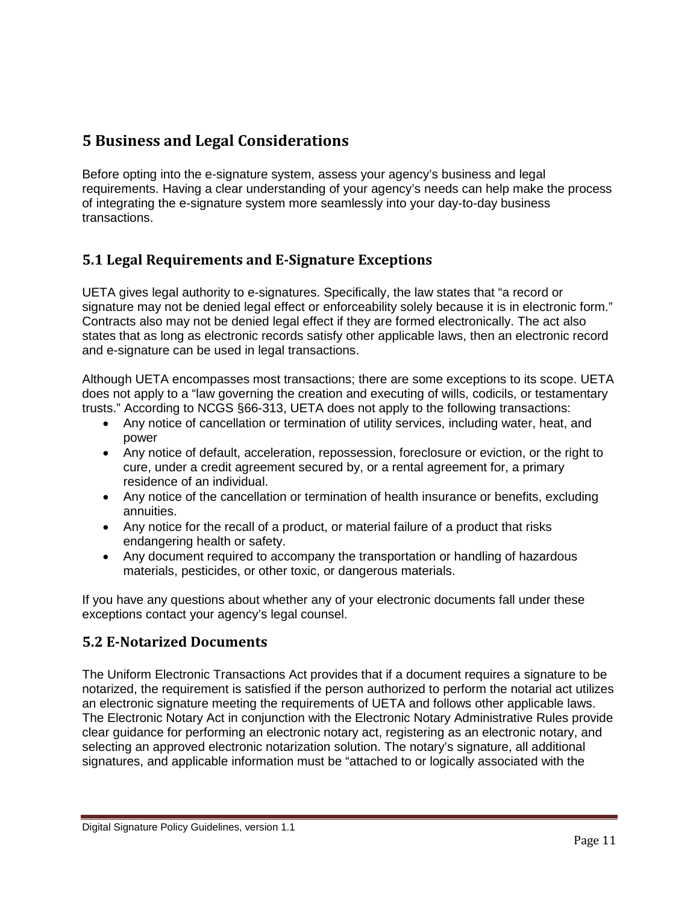# 5 Business and Legal Considerations

Before opting into the e-signature system, assess your agency's business and legal requirements. Having a clear understanding of your agency's needs can help make the process of integrating the e-signature system more seamlessly into your day-to-day business transactions.

## 5.1 Legal Requirements and E-Signature Exceptions

UETA gives legal authority to e-signatures. Specifically, the law states that "a record or signature may not be denied legal effect or enforceability solely because it is in electronic form." Contracts also may not be denied legal effect if they are formed electronically. The act also states that as long as electronic records satisfy other applicable laws, then an electronic record and e-signature can be used in legal transactions.

Although UETA encompasses most transactions; there are some exceptions to its scope. UETA does not apply to a "law governing the creation and executing of wills, codicils, or testamentary trusts." According to NCGS §66-313, UETA does not apply to the following transactions:

- Any notice of cancellation or termination of utility services, including water, heat, and power
- Any notice of default, acceleration, repossession, foreclosure or eviction, or the right to cure, under a credit agreement secured by, or a rental agreement for, a primary residence of an individual.
- Any notice of the cancellation or termination of health insurance or benefits, excluding annuities.
- Any notice for the recall of a product, or material failure of a product that risks endangering health or safety.
- Any document required to accompany the transportation or handling of hazardous materials, pesticides, or other toxic, or dangerous materials.

If you have any questions about whether any of your electronic documents fall under these exceptions contact your agency's legal counsel.

## 5.2 E-Notarized Documents

The Uniform Electronic Transactions Act provides that if a document requires a signature to be notarized, the requirement is satisfied if the person authorized to perform the notarial act utilizes an electronic signature meeting the requirements of UETA and follows other applicable laws. The Electronic Notary Act in conjunction with the Electronic Notary Administrative Rules provide clear guidance for performing an electronic notary act, registering as an electronic notary, and selecting an approved electronic notarization solution. The notary's signature, all additional signatures, and applicable information must be "attached to or logically associated with the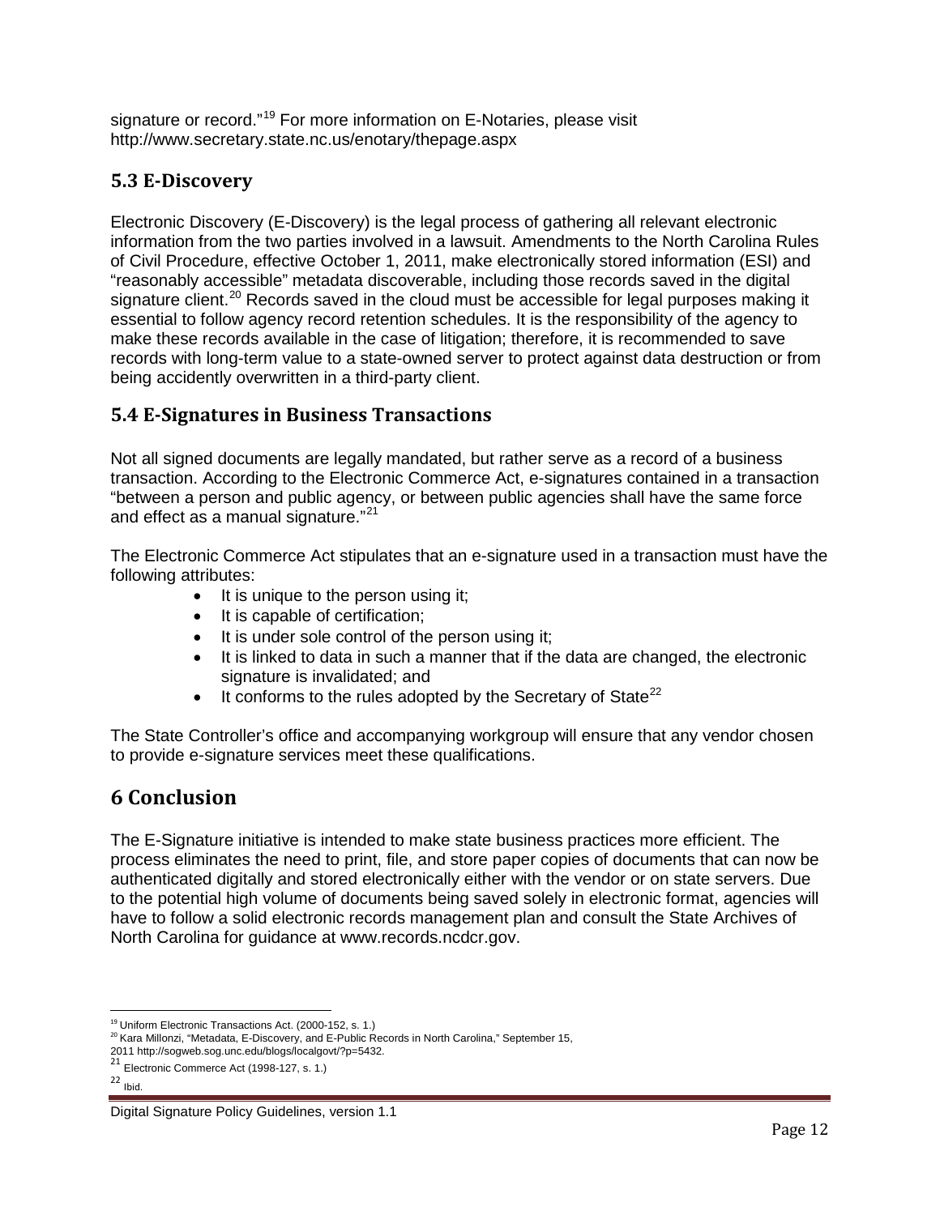signature or record."[19] For more information on E-Notaries, please visit http://www.secretary.state.nc.us/enotary/thepage.aspx

## 5.3 E-Discovery

Electronic Discovery (E-Discovery) is the legal process of gathering all relevant electronic information from the two parties involved in a lawsuit. Amendments to the North Carolina Rules of Civil Procedure, effective October 1, 2011, make electronically stored information (ESI) and "reasonably accessible" metadata discoverable, including those records saved in the digital signature client.[20] Records saved in the cloud must be accessible for legal purposes making it essential to follow agency record retention schedules. It is the responsibility of the agency to make these records available in the case of litigation; therefore, it is recommended to save records with long-term value to a state-owned server to protect against data destruction or from being accidently overwritten in a third-party client.

## 5.4 E-Signatures in Business Transactions

Not all signed documents are legally mandated, but rather serve as a record of a business transaction. According to the Electronic Commerce Act, e-signatures contained in a transaction "between a person and public agency, or between public agencies shall have the same force and effect as a manual signature."[21]

The Electronic Commerce Act stipulates that an e-signature used in a transaction must have the following attributes:

- It is unique to the person using it;
- It is capable of certification;
- It is under sole control of the person using it;
- It is linked to data in such a manner that if the data are changed, the electronic signature is invalidated; and
- It conforms to the rules adopted by the Secretary of State[22]

The State Controller's office and accompanying workgroup will ensure that any vendor chosen to provide e-signature services meet these qualifications.

# 6 Conclusion

The E-Signature initiative is intended to make state business practices more efficient. The process eliminates the need to print, file, and store paper copies of documents that can now be authenticated digitally and stored electronically either with the vendor or on state servers. Due to the potential high volume of documents being saved solely in electronic format, agencies will have to follow a solid electronic records management plan and consult the State Archives of North Carolina for guidance at www.records.ncdcr.gov.

---

[19] Uniform Electronic Transactions Act. (2000-152, s. 1.)

[20] Kara Millonzi, "Metadata, E-Discovery, and E-Public Records in North Carolina," September 15, 2011 http://sogweb.sog.unc.edu/blogs/localgovt/?p=5432.

[21] Electronic Commerce Act (1998-127, s. 1.)

[22] Ibid.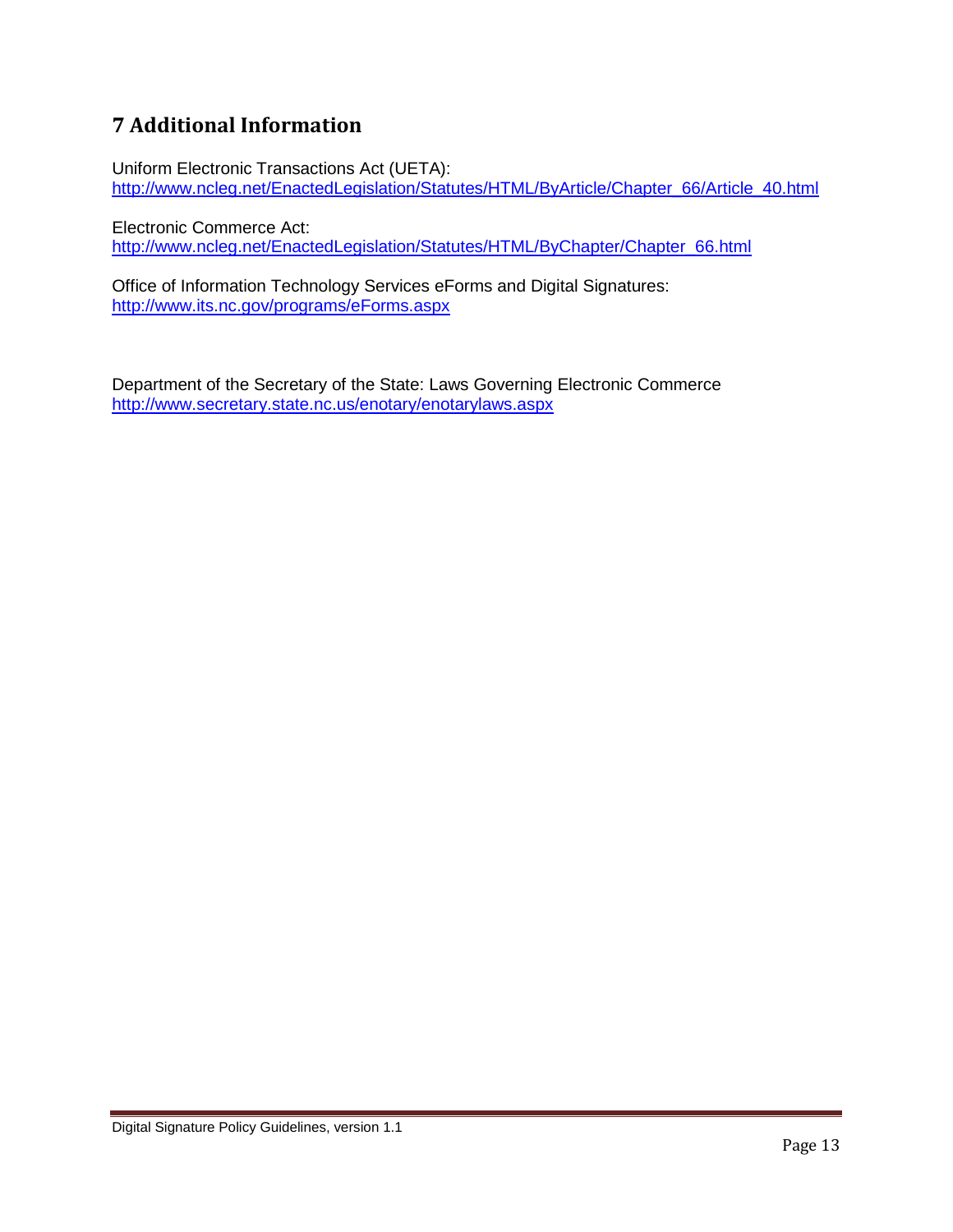## 7 Additional Information

Uniform Electronic Transactions Act (UETA):
http://www.ncleg.net/EnactedLegislation/Statutes/HTML/ByArticle/Chapter_66/Article_40.html

Electronic Commerce Act:
http://www.ncleg.net/EnactedLegislation/Statutes/HTML/ByChapter/Chapter_66.html

Office of Information Technology Services eForms and Digital Signatures:
http://www.its.nc.gov/programs/eForms.aspx

Department of the Secretary of the State: Laws Governing Electronic Commerce
http://www.secretary.state.nc.us/enotary/enotarylaws.aspx